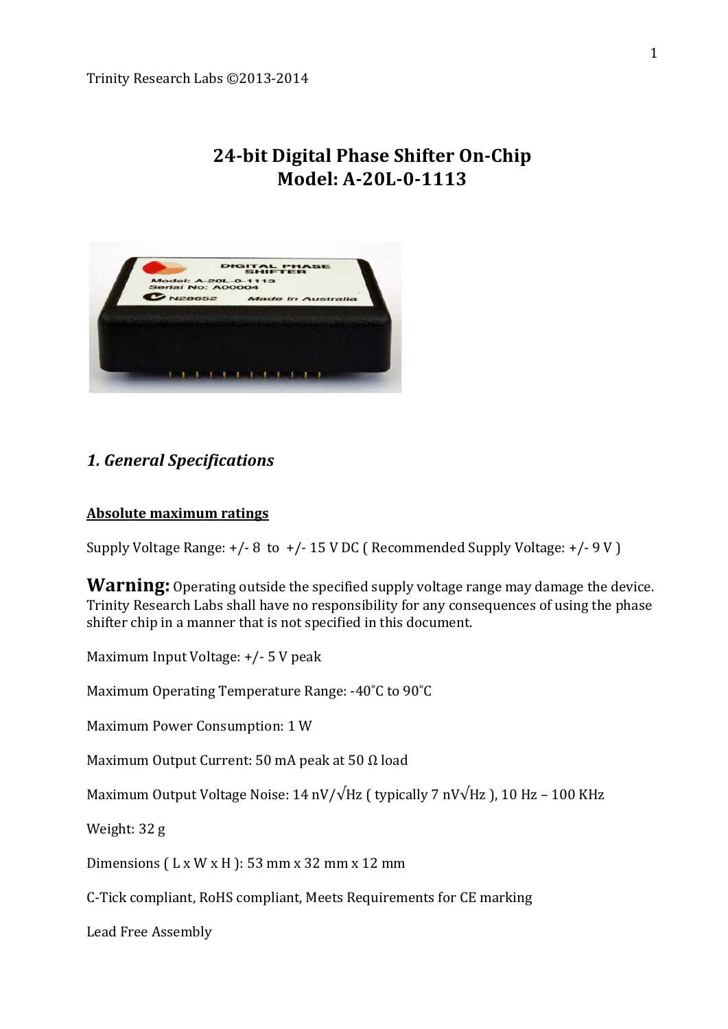Trinity Research Labs ©2013-2014

# 24-bit Digital Phase Shifter On-Chip
# Model: A-20L-0-1113

## *1. General Specifications*

### Absolute maximum ratings

Supply Voltage Range: +/- 8 to +/- 15 V DC ( Recommended Supply Voltage: +/- 9 V )

**Warning:** Operating outside the specified supply voltage range may damage the device. Trinity Research Labs shall have no responsibility for any consequences of using the phase shifter chip in a manner that is not specified in this document.

Maximum Input Voltage: +/- 5 V peak

Maximum Operating Temperature Range: -40˚C to 90˚C

Maximum Power Consumption: 1 W

Maximum Output Current: 50 mA peak at 50 Ω load

Maximum Output Voltage Noise: 14 nV/√Hz ( typically 7 nV√Hz ), 10 Hz – 100 KHz

Weight: 32 g

Dimensions ( L x W x H ): 53 mm x 32 mm x 12 mm

C-Tick compliant, RoHS compliant, Meets Requirements for CE marking

Lead Free Assembly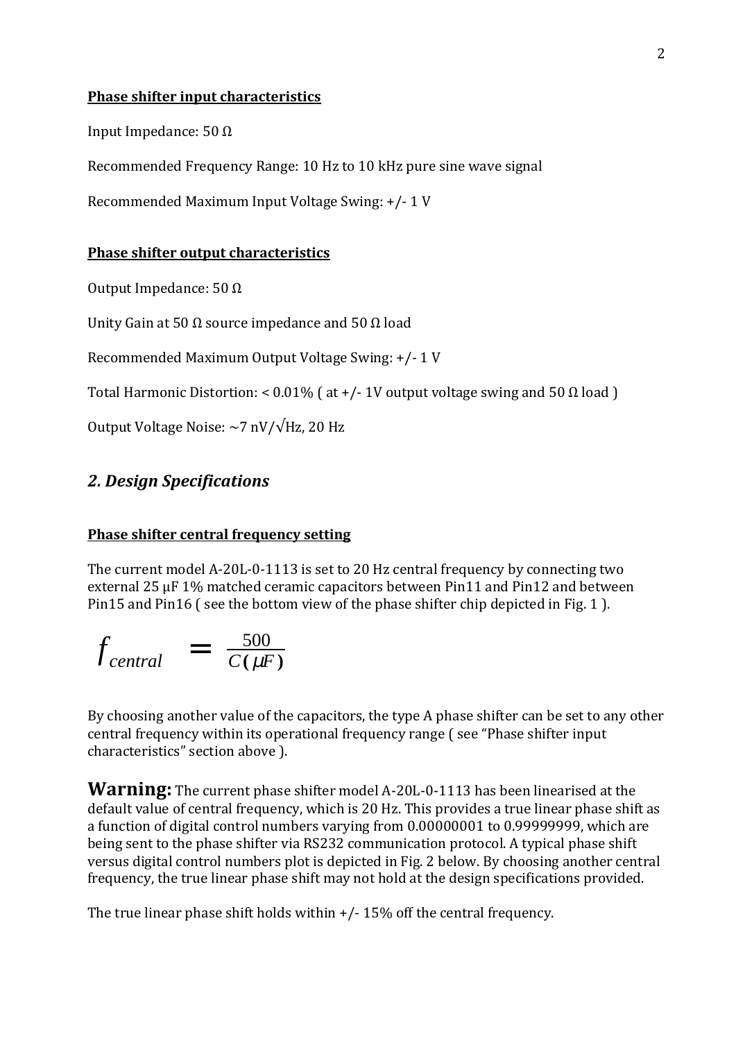**Phase shifter input characteristics**

Input Impedance: 50 Ω

Recommended Frequency Range: 10 Hz to 10 kHz pure sine wave signal

Recommended Maximum Input Voltage Swing: +/- 1 V

**Phase shifter output characteristics**

Output Impedance: 50 Ω

Unity Gain at 50 Ω source impedance and 50 Ω load

Recommended Maximum Output Voltage Swing: +/- 1 V

Total Harmonic Distortion: < 0.01% ( at +/- 1V output voltage swing and 50 Ω load )

Output Voltage Noise: ~7 nV/√Hz, 20 Hz

## *2. Design Specifications*

**Phase shifter central frequency setting**

The current model A-20L-0-1113 is set to 20 Hz central frequency by connecting two external 25 μF 1% matched ceramic capacitors between Pin11 and Pin12 and between Pin15 and Pin16 ( see the bottom view of the phase shifter chip depicted in Fig. 1 ).

$$f_{central} = \frac{500}{C(\mu F)}$$

By choosing another value of the capacitors, the type A phase shifter can be set to any other central frequency within its operational frequency range ( see "Phase shifter input characteristics" section above ).

**Warning:** The current phase shifter model A-20L-0-1113 has been linearised at the default value of central frequency, which is 20 Hz. This provides a true linear phase shift as a function of digital control numbers varying from 0.00000001 to 0.99999999, which are being sent to the phase shifter via RS232 communication protocol. A typical phase shift versus digital control numbers plot is depicted in Fig. 2 below. By choosing another central frequency, the true linear phase shift may not hold at the design specifications provided.

The true linear phase shift holds within +/- 15% off the central frequency.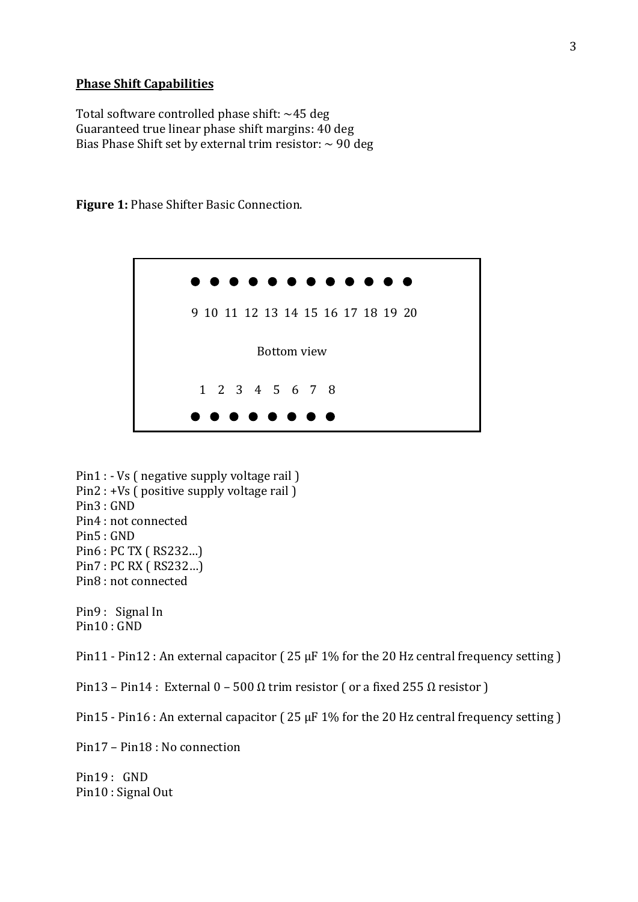**Phase Shift Capabilities**

Total software controlled phase shift: ~45 deg
Guaranteed true linear phase shift margins: 40 deg
Bias Phase Shift set by external trim resistor: ~ 90 deg

**Figure 1:** Phase Shifter Basic Connection.

```
● ● ● ● ● ● ● ● ● ● ● ●
9 10 11 12 13 14 15 16 17 18 19 20

Bottom view

1 2 3 4 5 6 7 8
● ● ● ● ● ● ● ●
```

Pin1 : - Vs ( negative supply voltage rail )
Pin2 : +Vs ( positive supply voltage rail )
Pin3 : GND
Pin4 : not connected
Pin5 : GND
Pin6 : PC TX ( RS232…)
Pin7 : PC RX ( RS232…)
Pin8 : not connected

Pin9 : Signal In
Pin10 : GND

Pin11 - Pin12 : An external capacitor ( 25 μF 1% for the 20 Hz central frequency setting )

Pin13 – Pin14 : External 0 – 500 Ω trim resistor ( or a fixed 255 Ω resistor )

Pin15 - Pin16 : An external capacitor ( 25 μF 1% for the 20 Hz central frequency setting )

Pin17 – Pin18 : No connection

Pin19 : GND
Pin10 : Signal Out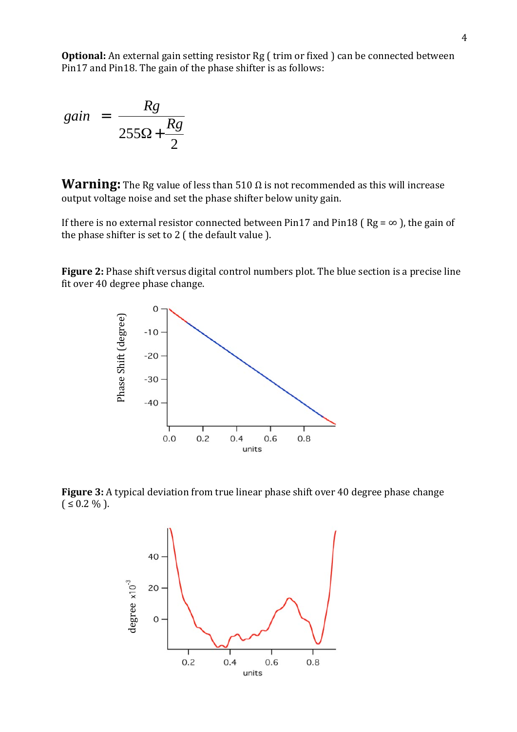**Optional:** An external gain setting resistor Rg ( trim or fixed ) can be connected between Pin17 and Pin18. The gain of the phase shifter is as follows:

$$gain = \frac{Rg}{255\Omega + \frac{Rg}{2}}$$

**Warning:** The Rg value of less than 510 Ω is not recommended as this will increase output voltage noise and set the phase shifter below unity gain.

If there is no external resistor connected between Pin17 and Pin18 ( Rg = ∞ ), the gain of the phase shifter is set to 2 ( the default value ).

**Figure 2:** Phase shift versus digital control numbers plot. The blue section is a precise line fit over 40 degree phase change.

**Figure 3:** A typical deviation from true linear phase shift over 40 degree phase change ( ≤ 0.2 % ).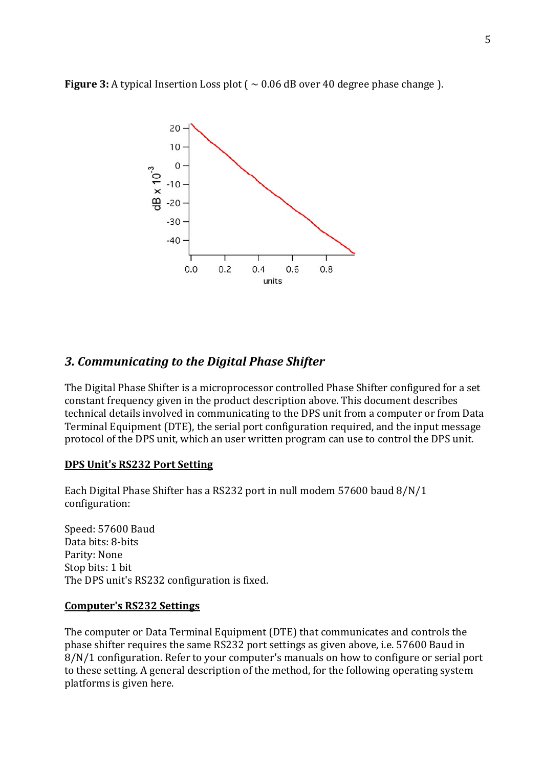**Figure 3:** A typical Insertion Loss plot ( ~ 0.06 dB over 40 degree phase change ).

## *3. Communicating to the Digital Phase Shifter*

The Digital Phase Shifter is a microprocessor controlled Phase Shifter configured for a set constant frequency given in the product description above. This document describes technical details involved in communicating to the DPS unit from a computer or from Data Terminal Equipment (DTE), the serial port configuration required, and the input message protocol of the DPS unit, which an user written program can use to control the DPS unit.

**DPS Unit's RS232 Port Setting**

Each Digital Phase Shifter has a RS232 port in null modem 57600 baud 8/N/1 configuration:

Speed: 57600 Baud
Data bits: 8-bits
Parity: None
Stop bits: 1 bit
The DPS unit's RS232 configuration is fixed.

**Computer's RS232 Settings**

The computer or Data Terminal Equipment (DTE) that communicates and controls the phase shifter requires the same RS232 port settings as given above, i.e. 57600 Baud in 8/N/1 configuration. Refer to your computer's manuals on how to configure or serial port to these setting. A general description of the method, for the following operating system platforms is given here.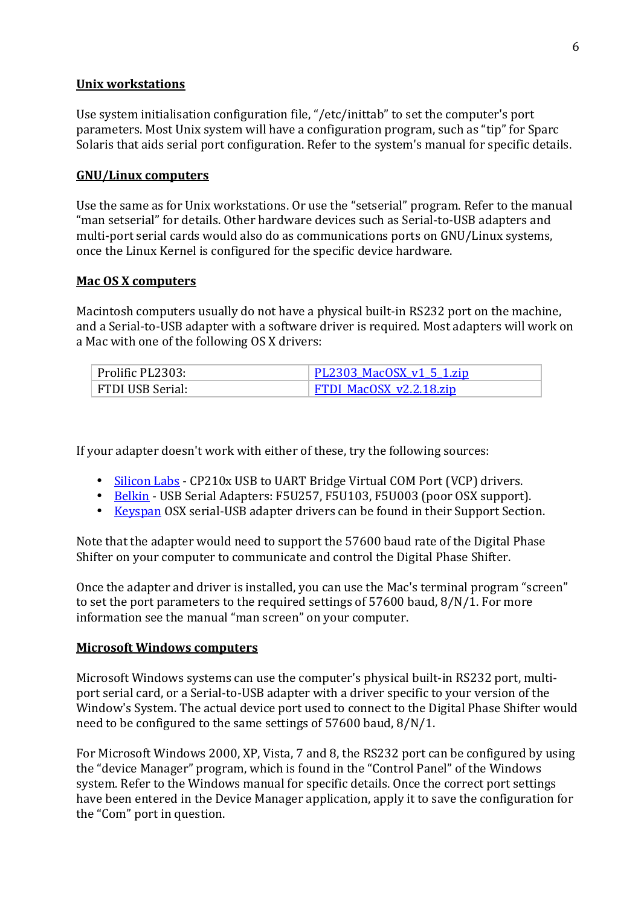**Unix workstations**

Use system initialisation configuration file, "/etc/inittab" to set the computer's port parameters. Most Unix system will have a configuration program, such as "tip" for Sparc Solaris that aids serial port configuration. Refer to the system's manual for specific details.

**GNU/Linux computers**

Use the same as for Unix workstations. Or use the "setserial" program. Refer to the manual "man setserial" for details. Other hardware devices such as Serial-to-USB adapters and multi-port serial cards would also do as communications ports on GNU/Linux systems, once the Linux Kernel is configured for the specific device hardware.

**Mac OS X computers**

Macintosh computers usually do not have a physical built-in RS232 port on the machine, and a Serial-to-USB adapter with a software driver is required. Most adapters will work on a Mac with one of the following OS X drivers:

| Prolific PL2303: | PL2303_MacOSX_v1_5_1.zip |
|---|---|
| FTDI USB Serial: | FTDI_MacOSX_v2.2.18.zip |

If your adapter doesn't work with either of these, try the following sources:

- Silicon Labs - CP210x USB to UART Bridge Virtual COM Port (VCP) drivers.
- Belkin - USB Serial Adapters: F5U257, F5U103, F5U003 (poor OSX support).
- Keyspan OSX serial-USB adapter drivers can be found in their Support Section.

Note that the adapter would need to support the 57600 baud rate of the Digital Phase Shifter on your computer to communicate and control the Digital Phase Shifter.

Once the adapter and driver is installed, you can use the Mac's terminal program "screen" to set the port parameters to the required settings of 57600 baud, 8/N/1. For more information see the manual "man screen" on your computer.

**Microsoft Windows computers**

Microsoft Windows systems can use the computer's physical built-in RS232 port, multi-port serial card, or a Serial-to-USB adapter with a driver specific to your version of the Window's System. The actual device port used to connect to the Digital Phase Shifter would need to be configured to the same settings of 57600 baud, 8/N/1.

For Microsoft Windows 2000, XP, Vista, 7 and 8, the RS232 port can be configured by using the "device Manager" program, which is found in the "Control Panel" of the Windows system. Refer to the Windows manual for specific details. Once the correct port settings have been entered in the Device Manager application, apply it to save the configuration for the "Com" port in question.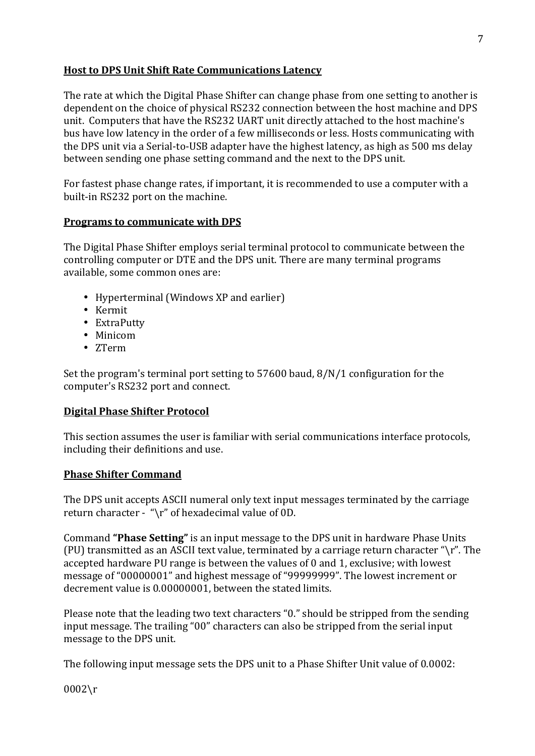**Host to DPS Unit Shift Rate Communications Latency**

The rate at which the Digital Phase Shifter can change phase from one setting to another is dependent on the choice of physical RS232 connection between the host machine and DPS unit. Computers that have the RS232 UART unit directly attached to the host machine's bus have low latency in the order of a few milliseconds or less. Hosts communicating with the DPS unit via a Serial-to-USB adapter have the highest latency, as high as 500 ms delay between sending one phase setting command and the next to the DPS unit.

For fastest phase change rates, if important, it is recommended to use a computer with a built-in RS232 port on the machine.

**Programs to communicate with DPS**

The Digital Phase Shifter employs serial terminal protocol to communicate between the controlling computer or DTE and the DPS unit. There are many terminal programs available, some common ones are:

- Hyperterminal (Windows XP and earlier)
- Kermit
- ExtraPutty
- Minicom
- ZTerm

Set the program's terminal port setting to 57600 baud, 8/N/1 configuration for the computer's RS232 port and connect.

**Digital Phase Shifter Protocol**

This section assumes the user is familiar with serial communications interface protocols, including their definitions and use.

**Phase Shifter Command**

The DPS unit accepts ASCII numeral only text input messages terminated by the carriage return character - "\r" of hexadecimal value of 0D.

Command **"Phase Setting"** is an input message to the DPS unit in hardware Phase Units (PU) transmitted as an ASCII text value, terminated by a carriage return character "\r". The accepted hardware PU range is between the values of 0 and 1, exclusive; with lowest message of "00000001" and highest message of "99999999". The lowest increment or decrement value is 0.00000001, between the stated limits.

Please note that the leading two text characters "0." should be stripped from the sending input message. The trailing "00" characters can also be stripped from the serial input message to the DPS unit.

The following input message sets the DPS unit to a Phase Shifter Unit value of 0.0002:

0002\r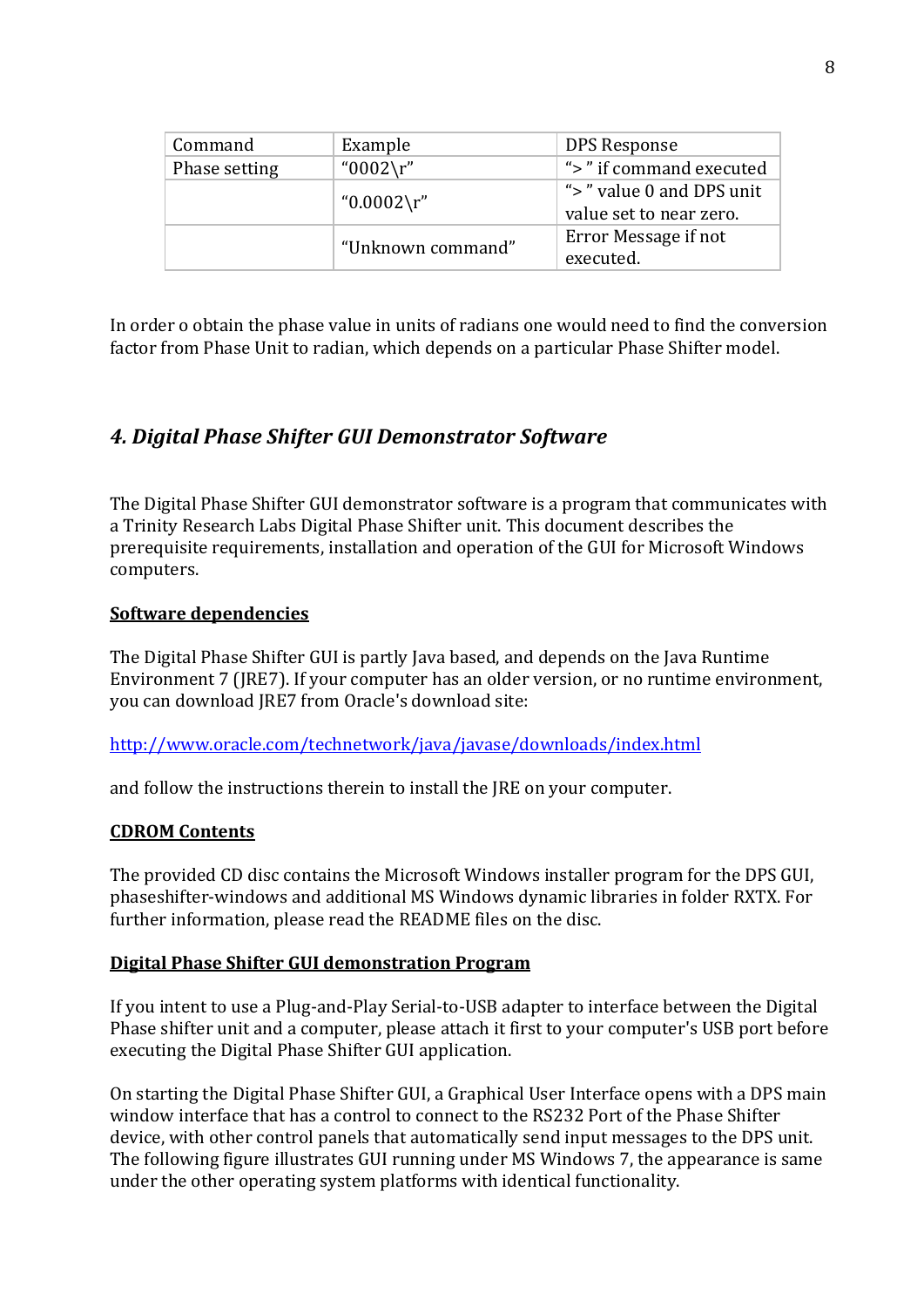| Command | Example | DPS Response |
| --- | --- | --- |
| Phase setting | “0002\r” | “> ” if command executed |
| | “0.0002\r” | “> ” value 0 and DPS unit value set to near zero. |
| | “Unknown command” | Error Message if not executed. |

In order o obtain the phase value in units of radians one would need to find the conversion factor from Phase Unit to radian, which depends on a particular Phase Shifter model.

## *4. Digital Phase Shifter GUI Demonstrator Software*

The Digital Phase Shifter GUI demonstrator software is a program that communicates with a Trinity Research Labs Digital Phase Shifter unit. This document describes the prerequisite requirements, installation and operation of the GUI for Microsoft Windows computers.

**Software dependencies**

The Digital Phase Shifter GUI is partly Java based, and depends on the Java Runtime Environment 7 (JRE7). If your computer has an older version, or no runtime environment, you can download JRE7 from Oracle's download site:

http://www.oracle.com/technetwork/java/javase/downloads/index.html

and follow the instructions therein to install the JRE on your computer.

**CDROM Contents**

The provided CD disc contains the Microsoft Windows installer program for the DPS GUI, phaseshifter-windows and additional MS Windows dynamic libraries in folder RXTX. For further information, please read the README files on the disc.

**Digital Phase Shifter GUI demonstration Program**

If you intent to use a Plug-and-Play Serial-to-USB adapter to interface between the Digital Phase shifter unit and a computer, please attach it first to your computer's USB port before executing the Digital Phase Shifter GUI application.

On starting the Digital Phase Shifter GUI, a Graphical User Interface opens with a DPS main window interface that has a control to connect to the RS232 Port of the Phase Shifter device, with other control panels that automatically send input messages to the DPS unit. The following figure illustrates GUI running under MS Windows 7, the appearance is same under the other operating system platforms with identical functionality.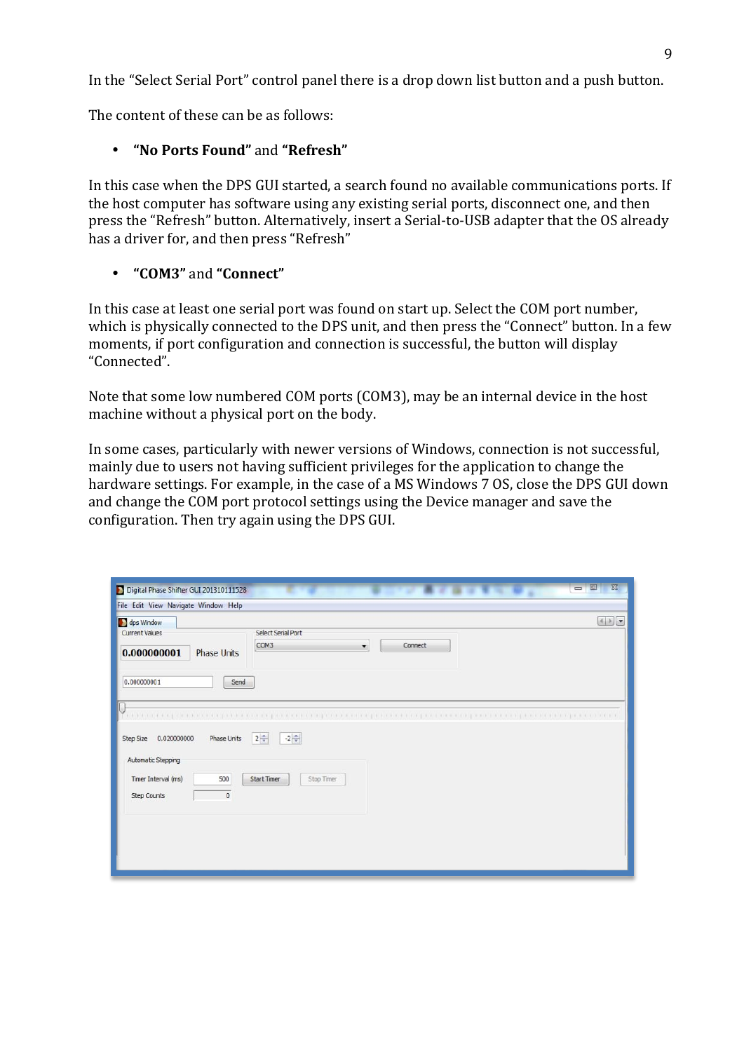In the "Select Serial Port" control panel there is a drop down list button and a push button.

The content of these can be as follows:

- **"No Ports Found"** and **"Refresh"**

In this case when the DPS GUI started, a search found no available communications ports. If the host computer has software using any existing serial ports, disconnect one, and then press the "Refresh" button. Alternatively, insert a Serial-to-USB adapter that the OS already has a driver for, and then press "Refresh"

- **"COM3"** and **"Connect"**

In this case at least one serial port was found on start up. Select the COM port number, which is physically connected to the DPS unit, and then press the "Connect" button. In a few moments, if port configuration and connection is successful, the button will display "Connected".

Note that some low numbered COM ports (COM3), may be an internal device in the host machine without a physical port on the body.

In some cases, particularly with newer versions of Windows, connection is not successful, mainly due to users not having sufficient privileges for the application to change the hardware settings. For example, in the case of a MS Windows 7 OS, close the DPS GUI down and change the COM port protocol settings using the Device manager and save the configuration. Then try again using the DPS GUI.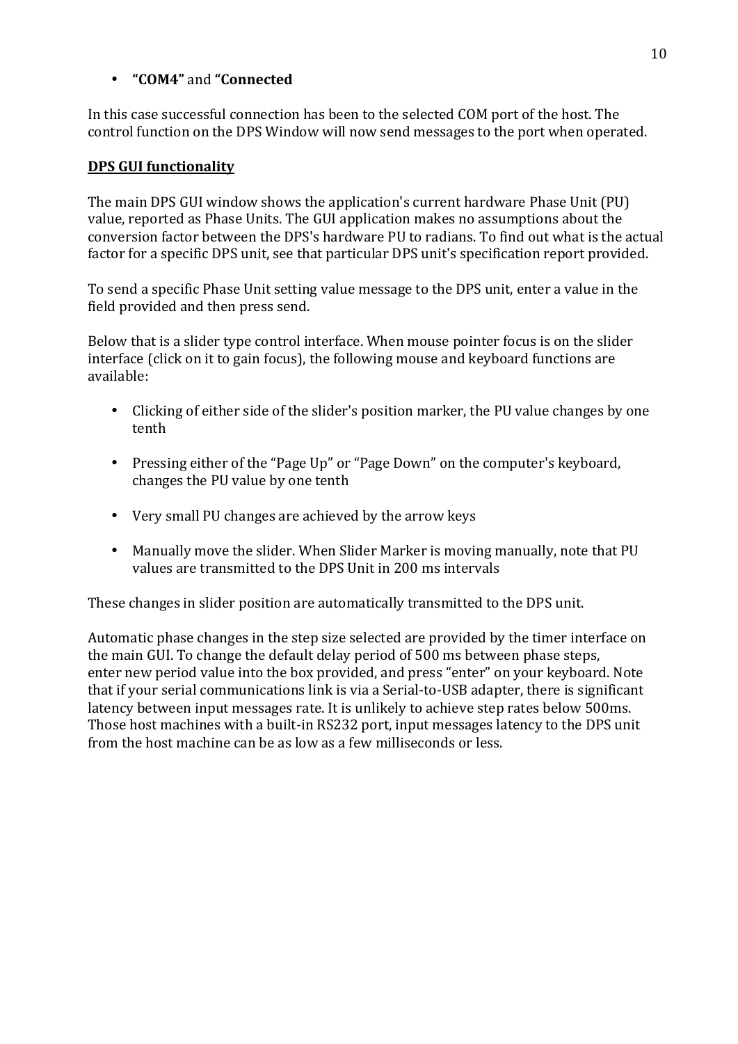- **"COM4"** and **"Connected**

In this case successful connection has been to the selected COM port of the host. The control function on the DPS Window will now send messages to the port when operated.

**DPS GUI functionality**

The main DPS GUI window shows the application's current hardware Phase Unit (PU) value, reported as Phase Units. The GUI application makes no assumptions about the conversion factor between the DPS's hardware PU to radians. To find out what is the actual factor for a specific DPS unit, see that particular DPS unit's specification report provided.

To send a specific Phase Unit setting value message to the DPS unit, enter a value in the field provided and then press send.

Below that is a slider type control interface. When mouse pointer focus is on the slider interface (click on it to gain focus), the following mouse and keyboard functions are available:

- Clicking of either side of the slider's position marker, the PU value changes by one tenth
- Pressing either of the "Page Up" or "Page Down" on the computer's keyboard, changes the PU value by one tenth
- Very small PU changes are achieved by the arrow keys
- Manually move the slider. When Slider Marker is moving manually, note that PU values are transmitted to the DPS Unit in 200 ms intervals

These changes in slider position are automatically transmitted to the DPS unit.

Automatic phase changes in the step size selected are provided by the timer interface on the main GUI. To change the default delay period of 500 ms between phase steps, enter new period value into the box provided, and press "enter" on your keyboard. Note that if your serial communications link is via a Serial-to-USB adapter, there is significant latency between input messages rate. It is unlikely to achieve step rates below 500ms. Those host machines with a built-in RS232 port, input messages latency to the DPS unit from the host machine can be as low as a few milliseconds or less.